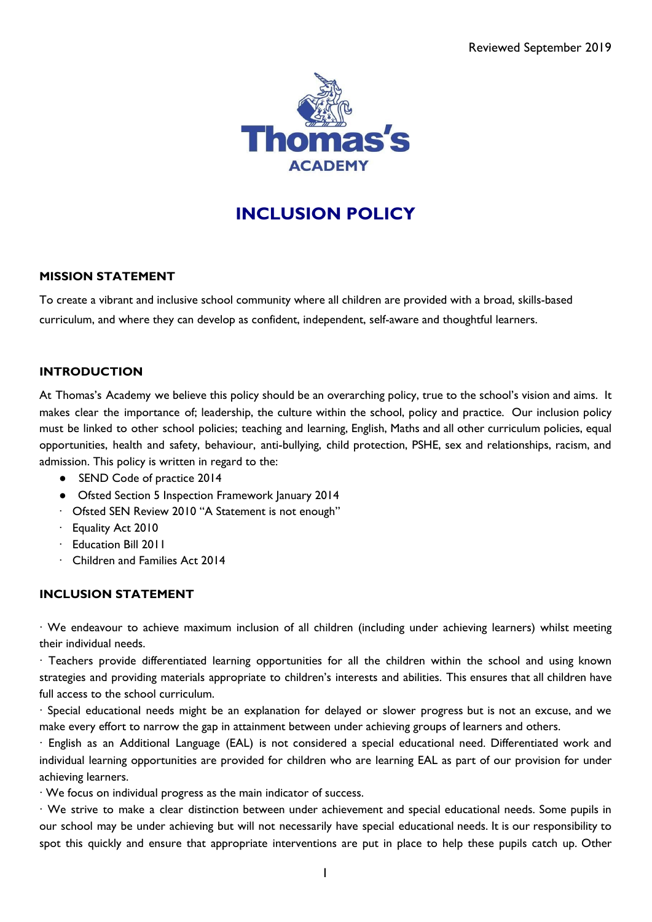Reviewed September 2019

Thomas's
ACADEMY

# INCLUSION POLICY

## MISSION STATEMENT

To create a vibrant and inclusive school community where all children are provided with a broad, skills-based curriculum, and where they can develop as confident, independent, self-aware and thoughtful learners.

## INTRODUCTION

At Thomas's Academy we believe this policy should be an overarching policy, true to the school's vision and aims. It makes clear the importance of; leadership, the culture within the school, policy and practice. Our inclusion policy must be linked to other school policies; teaching and learning, English, Maths and all other curriculum policies, equal opportunities, health and safety, behaviour, anti-bullying, child protection, PSHE, sex and relationships, racism, and admission. This policy is written in regard to the:

- SEND Code of practice 2014
- Ofsted Section 5 Inspection Framework January 2014
- Ofsted SEN Review 2010 "A Statement is not enough"
- Equality Act 2010
- Education Bill 2011
- Children and Families Act 2014

## INCLUSION STATEMENT

- We endeavour to achieve maximum inclusion of all children (including under achieving learners) whilst meeting their individual needs.
- Teachers provide differentiated learning opportunities for all the children within the school and using known strategies and providing materials appropriate to children's interests and abilities. This ensures that all children have full access to the school curriculum.
- Special educational needs might be an explanation for delayed or slower progress but is not an excuse, and we make every effort to narrow the gap in attainment between under achieving groups of learners and others.
- English as an Additional Language (EAL) is not considered a special educational need. Differentiated work and individual learning opportunities are provided for children who are learning EAL as part of our provision for under achieving learners.
- We focus on individual progress as the main indicator of success.
- We strive to make a clear distinction between under achievement and special educational needs. Some pupils in our school may be under achieving but will not necessarily have special educational needs. It is our responsibility to spot this quickly and ensure that appropriate interventions are put in place to help these pupils catch up. Other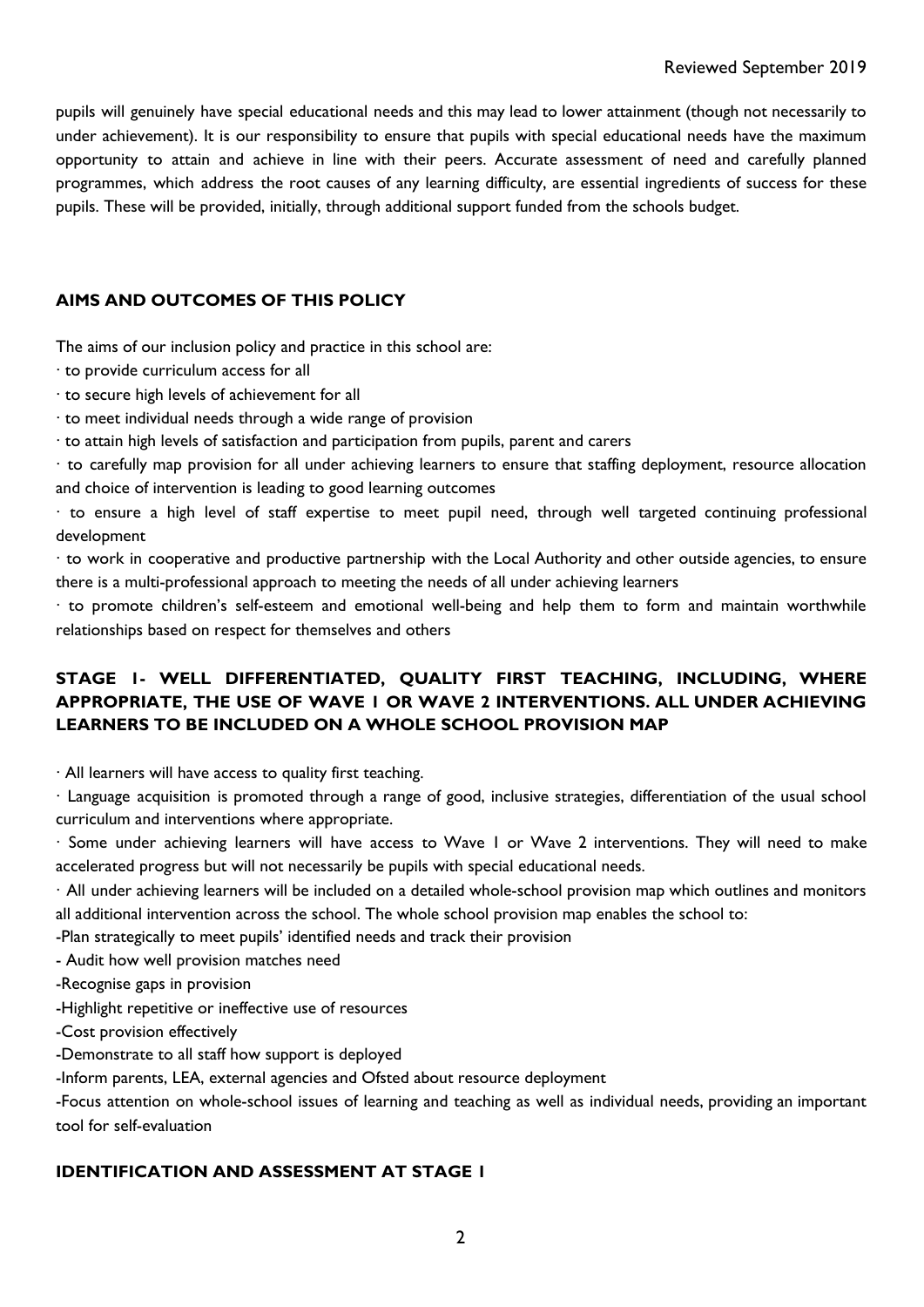pupils will genuinely have special educational needs and this may lead to lower attainment (though not necessarily to under achievement). It is our responsibility to ensure that pupils with special educational needs have the maximum opportunity to attain and achieve in line with their peers. Accurate assessment of need and carefully planned programmes, which address the root causes of any learning difficulty, are essential ingredients of success for these pupils. These will be provided, initially, through additional support funded from the schools budget.

## AIMS AND OUTCOMES OF THIS POLICY

The aims of our inclusion policy and practice in this school are:

· to provide curriculum access for all
· to secure high levels of achievement for all
· to meet individual needs through a wide range of provision
· to attain high levels of satisfaction and participation from pupils, parent and carers
· to carefully map provision for all under achieving learners to ensure that staffing deployment, resource allocation and choice of intervention is leading to good learning outcomes
· to ensure a high level of staff expertise to meet pupil need, through well targeted continuing professional development
· to work in cooperative and productive partnership with the Local Authority and other outside agencies, to ensure there is a multi-professional approach to meeting the needs of all under achieving learners
· to promote children's self-esteem and emotional well-being and help them to form and maintain worthwhile relationships based on respect for themselves and others

## STAGE 1- WELL DIFFERENTIATED, QUALITY FIRST TEACHING, INCLUDING, WHERE APPROPRIATE, THE USE OF WAVE 1 OR WAVE 2 INTERVENTIONS. ALL UNDER ACHIEVING LEARNERS TO BE INCLUDED ON A WHOLE SCHOOL PROVISION MAP

· All learners will have access to quality first teaching.
· Language acquisition is promoted through a range of good, inclusive strategies, differentiation of the usual school curriculum and interventions where appropriate.
· Some under achieving learners will have access to Wave 1 or Wave 2 interventions. They will need to make accelerated progress but will not necessarily be pupils with special educational needs.
· All under achieving learners will be included on a detailed whole-school provision map which outlines and monitors all additional intervention across the school. The whole school provision map enables the school to:

-Plan strategically to meet pupils' identified needs and track their provision
- Audit how well provision matches need
-Recognise gaps in provision
-Highlight repetitive or ineffective use of resources
-Cost provision effectively
-Demonstrate to all staff how support is deployed
-Inform parents, LEA, external agencies and Ofsted about resource deployment
-Focus attention on whole-school issues of learning and teaching as well as individual needs, providing an important tool for self-evaluation

## IDENTIFICATION AND ASSESSMENT AT STAGE 1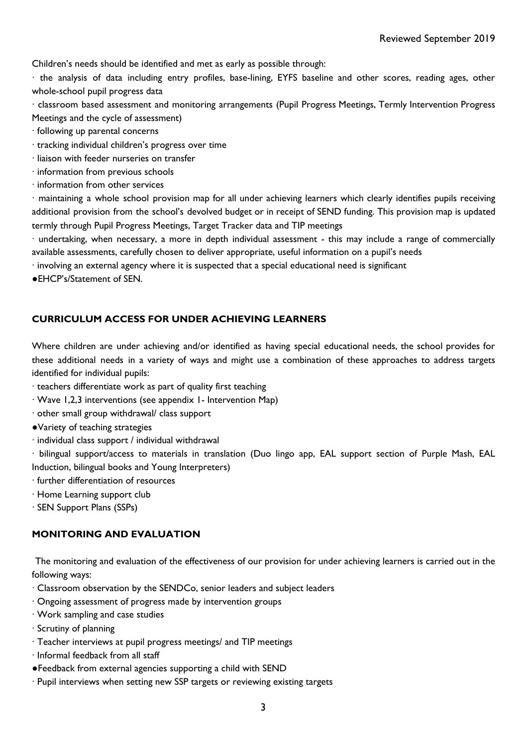Children's needs should be identified and met as early as possible through:

- the analysis of data including entry profiles, base-lining, EYFS baseline and other scores, reading ages, other whole-school pupil progress data
- classroom based assessment and monitoring arrangements (Pupil Progress Meetings, Termly Intervention Progress Meetings and the cycle of assessment)
- following up parental concerns
- tracking individual children's progress over time
- liaison with feeder nurseries on transfer
- information from previous schools
- information from other services
- maintaining a whole school provision map for all under achieving learners which clearly identifies pupils receiving additional provision from the school's devolved budget or in receipt of SEND funding. This provision map is updated termly through Pupil Progress Meetings, Target Tracker data and TIP meetings
- undertaking, when necessary, a more in depth individual assessment - this may include a range of commercially available assessments, carefully chosen to deliver appropriate, useful information on a pupil's needs
- involving an external agency where it is suspected that a special educational need is significant
- EHCP's/Statement of SEN.

## CURRICULUM ACCESS FOR UNDER ACHIEVING LEARNERS

Where children are under achieving and/or identified as having special educational needs, the school provides for these additional needs in a variety of ways and might use a combination of these approaches to address targets identified for individual pupils:

- teachers differentiate work as part of quality first teaching
- Wave 1,2,3 interventions (see appendix 1- Intervention Map)
- other small group withdrawal/ class support
- Variety of teaching strategies
- individual class support / individual withdrawal
- bilingual support/access to materials in translation (Duo lingo app, EAL support section of Purple Mash, EAL Induction, bilingual books and Young Interpreters)
- further differentiation of resources
- Home Learning support club
- SEN Support Plans (SSPs)

## MONITORING AND EVALUATION

The monitoring and evaluation of the effectiveness of our provision for under achieving learners is carried out in the following ways:

- Classroom observation by the SENDCo, senior leaders and subject leaders
- Ongoing assessment of progress made by intervention groups
- Work sampling and case studies
- Scrutiny of planning
- Teacher interviews at pupil progress meetings/ and TIP meetings
- Informal feedback from all staff
- Feedback from external agencies supporting a child with SEND
- Pupil interviews when setting new SSP targets or reviewing existing targets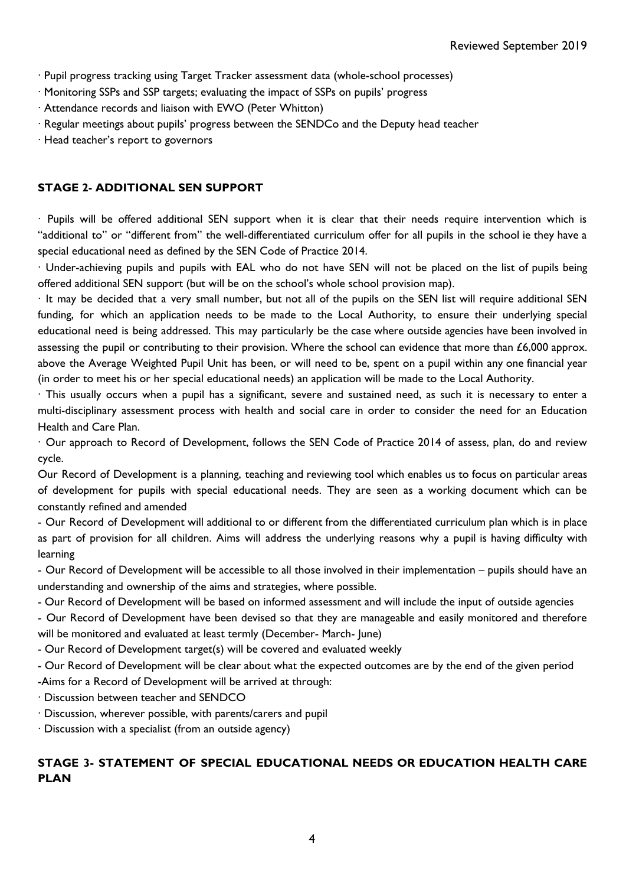· Pupil progress tracking using Target Tracker assessment data (whole-school processes)

· Monitoring SSPs and SSP targets; evaluating the impact of SSPs on pupils' progress

· Attendance records and liaison with EWO (Peter Whitton)

· Regular meetings about pupils' progress between the SENDCo and the Deputy head teacher

· Head teacher's report to governors

### STAGE 2- ADDITIONAL SEN SUPPORT

· Pupils will be offered additional SEN support when it is clear that their needs require intervention which is "additional to" or "different from" the well-differentiated curriculum offer for all pupils in the school ie they have a special educational need as defined by the SEN Code of Practice 2014.

· Under-achieving pupils and pupils with EAL who do not have SEN will not be placed on the list of pupils being offered additional SEN support (but will be on the school's whole school provision map).

· It may be decided that a very small number, but not all of the pupils on the SEN list will require additional SEN funding, for which an application needs to be made to the Local Authority, to ensure their underlying special educational need is being addressed. This may particularly be the case where outside agencies have been involved in assessing the pupil or contributing to their provision. Where the school can evidence that more than £6,000 approx. above the Average Weighted Pupil Unit has been, or will need to be, spent on a pupil within any one financial year (in order to meet his or her special educational needs) an application will be made to the Local Authority.

· This usually occurs when a pupil has a significant, severe and sustained need, as such it is necessary to enter a multi-disciplinary assessment process with health and social care in order to consider the need for an Education Health and Care Plan.

· Our approach to Record of Development, follows the SEN Code of Practice 2014 of assess, plan, do and review cycle.

Our Record of Development is a planning, teaching and reviewing tool which enables us to focus on particular areas of development for pupils with special educational needs. They are seen as a working document which can be constantly refined and amended

- Our Record of Development will additional to or different from the differentiated curriculum plan which is in place as part of provision for all children. Aims will address the underlying reasons why a pupil is having difficulty with learning
- Our Record of Development will be accessible to all those involved in their implementation – pupils should have an understanding and ownership of the aims and strategies, where possible.
- Our Record of Development will be based on informed assessment and will include the input of outside agencies
- Our Record of Development have been devised so that they are manageable and easily monitored and therefore will be monitored and evaluated at least termly (December- March- June)
- Our Record of Development target(s) will be covered and evaluated weekly
- Our Record of Development will be clear about what the expected outcomes are by the end of the given period

-Aims for a Record of Development will be arrived at through:

· Discussion between teacher and SENDCO

· Discussion, wherever possible, with parents/carers and pupil

· Discussion with a specialist (from an outside agency)

### STAGE 3- STATEMENT OF SPECIAL EDUCATIONAL NEEDS OR EDUCATION HEALTH CARE PLAN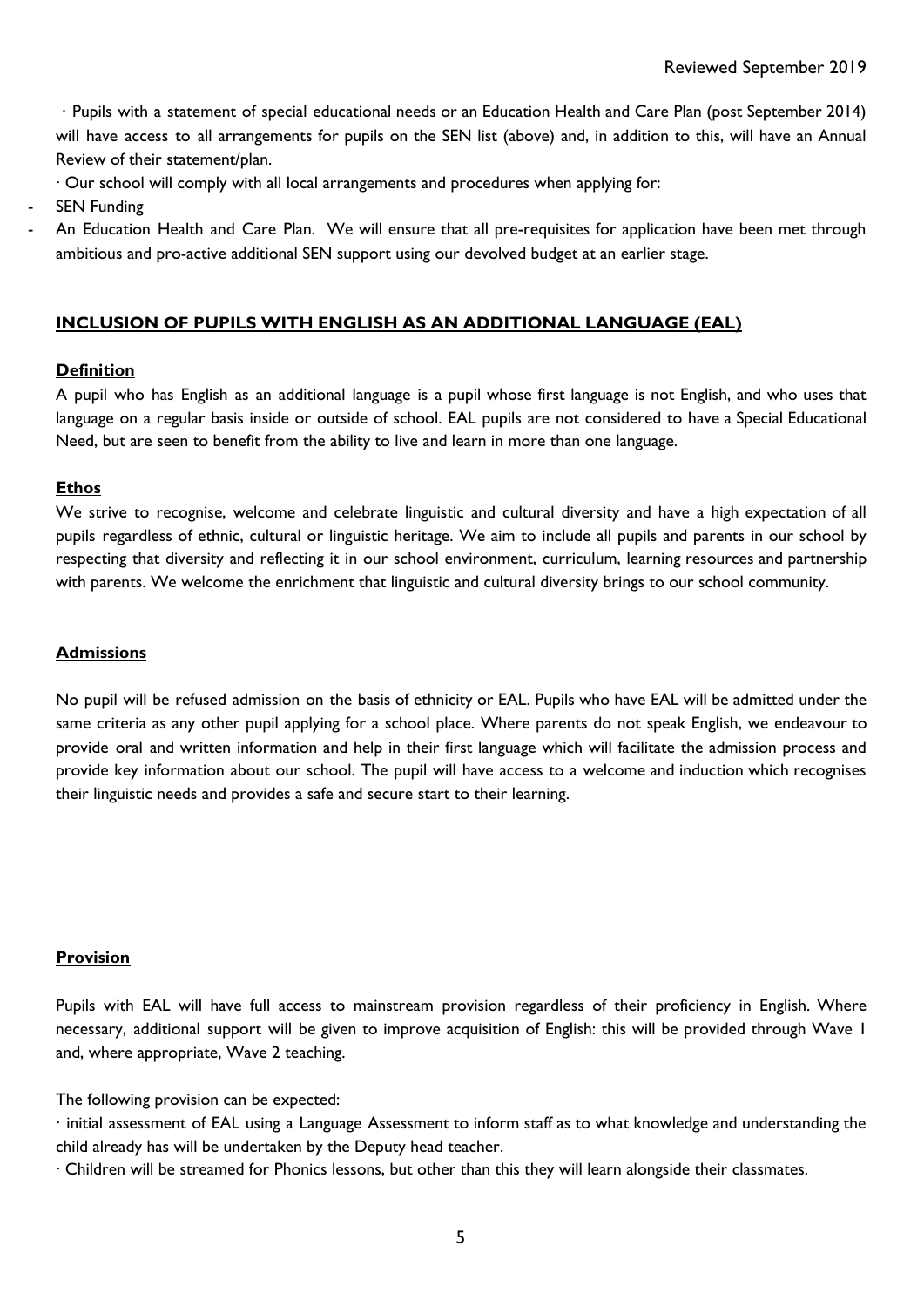· Pupils with a statement of special educational needs or an Education Health and Care Plan (post September 2014) will have access to all arrangements for pupils on the SEN list (above) and, in addition to this, will have an Annual Review of their statement/plan.

· Our school will comply with all local arrangements and procedures when applying for:

- SEN Funding
- An Education Health and Care Plan. We will ensure that all pre-requisites for application have been met through ambitious and pro-active additional SEN support using our devolved budget at an earlier stage.

## INCLUSION OF PUPILS WITH ENGLISH AS AN ADDITIONAL LANGUAGE (EAL)

### Definition

A pupil who has English as an additional language is a pupil whose first language is not English, and who uses that language on a regular basis inside or outside of school. EAL pupils are not considered to have a Special Educational Need, but are seen to benefit from the ability to live and learn in more than one language.

### Ethos

We strive to recognise, welcome and celebrate linguistic and cultural diversity and have a high expectation of all pupils regardless of ethnic, cultural or linguistic heritage. We aim to include all pupils and parents in our school by respecting that diversity and reflecting it in our school environment, curriculum, learning resources and partnership with parents. We welcome the enrichment that linguistic and cultural diversity brings to our school community.

### Admissions

No pupil will be refused admission on the basis of ethnicity or EAL. Pupils who have EAL will be admitted under the same criteria as any other pupil applying for a school place. Where parents do not speak English, we endeavour to provide oral and written information and help in their first language which will facilitate the admission process and provide key information about our school. The pupil will have access to a welcome and induction which recognises their linguistic needs and provides a safe and secure start to their learning.

### Provision

Pupils with EAL will have full access to mainstream provision regardless of their proficiency in English. Where necessary, additional support will be given to improve acquisition of English: this will be provided through Wave 1 and, where appropriate, Wave 2 teaching.

The following provision can be expected:

· initial assessment of EAL using a Language Assessment to inform staff as to what knowledge and understanding the child already has will be undertaken by the Deputy head teacher.

· Children will be streamed for Phonics lessons, but other than this they will learn alongside their classmates.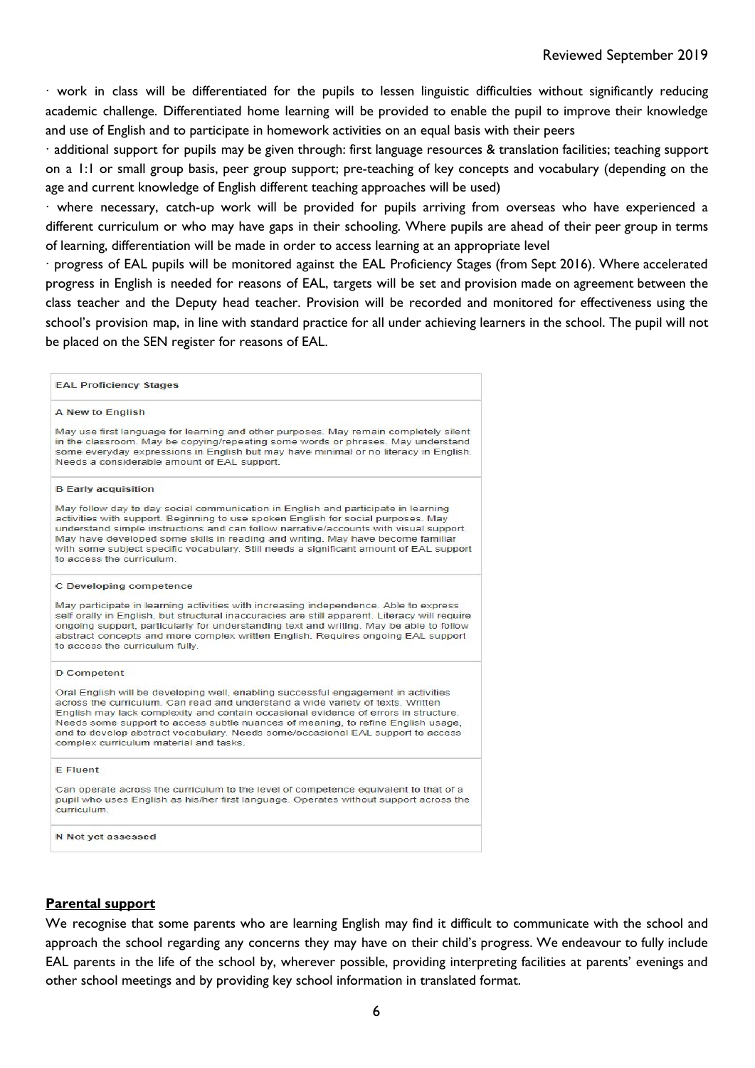· work in class will be differentiated for the pupils to lessen linguistic difficulties without significantly reducing academic challenge. Differentiated home learning will be provided to enable the pupil to improve their knowledge and use of English and to participate in homework activities on an equal basis with their peers

· additional support for pupils may be given through: first language resources & translation facilities; teaching support on a 1:1 or small group basis, peer group support; pre-teaching of key concepts and vocabulary (depending on the age and current knowledge of English different teaching approaches will be used)

· where necessary, catch-up work will be provided for pupils arriving from overseas who have experienced a different curriculum or who may have gaps in their schooling. Where pupils are ahead of their peer group in terms of learning, differentiation will be made in order to access learning at an appropriate level

· progress of EAL pupils will be monitored against the EAL Proficiency Stages (from Sept 2016). Where accelerated progress in English is needed for reasons of EAL, targets will be set and provision made on agreement between the class teacher and the Deputy head teacher. Provision will be recorded and monitored for effectiveness using the school's provision map, in line with standard practice for all under achieving learners in the school. The pupil will not be placed on the SEN register for reasons of EAL.

| EAL Proficiency Stages |
|---|
| **A New to English**<br>May use first language for learning and other purposes. May remain completely silent in the classroom. May be copying/repeating some words or phrases. May understand some everyday expressions in English but may have minimal or no literacy in English. Needs a considerable amount of EAL support. |
| **B Early acquisition**<br>May follow day to day social communication in English and participate in learning activities with support. Beginning to use spoken English for social purposes. May understand simple instructions and can follow narrative/accounts with visual support. May have developed some skills in reading and writing. May have become familiar with some subject specific vocabulary. Still needs a significant amount of EAL support to access the curriculum. |
| **C Developing competence**<br>May participate in learning activities with increasing independence. Able to express self orally in English, but structural inaccuracies are still apparent. Literacy will require ongoing support, particularly for understanding text and writing. May be able to follow abstract concepts and more complex written English. Requires ongoing EAL support to access the curriculum fully. |
| **D Competent**<br>Oral English will be developing well, enabling successful engagement in activities across the curriculum. Can read and understand a wide variety of texts. Written English may lack complexity and contain occasional evidence of errors in structure. Needs some support to access subtle nuances of meaning, to refine English usage, and to develop abstract vocabulary. Needs some/occasional EAL support to access complex curriculum material and tasks. |
| **E Fluent**<br>Can operate across the curriculum to the level of competence equivalent to that of a pupil who uses English as his/her first language. Operates without support across the curriculum. |
| **N Not yet assessed** |

## Parental support

We recognise that some parents who are learning English may find it difficult to communicate with the school and approach the school regarding any concerns they may have on their child's progress. We endeavour to fully include EAL parents in the life of the school by, wherever possible, providing interpreting facilities at parents' evenings and other school meetings and by providing key school information in translated format.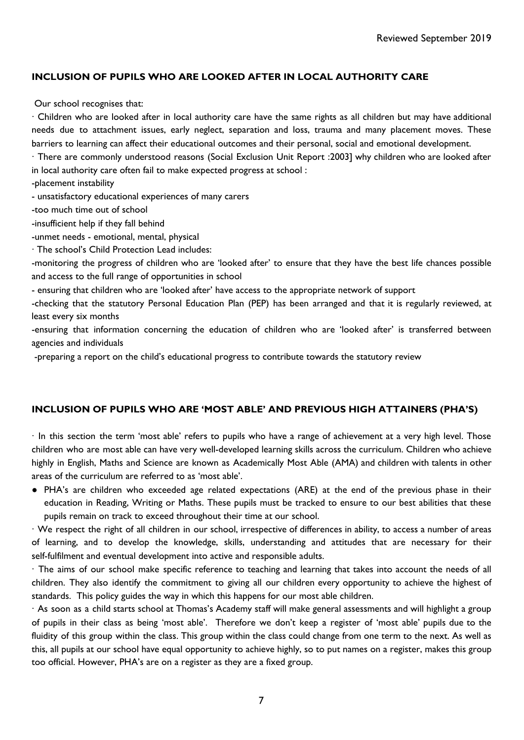## INCLUSION OF PUPILS WHO ARE LOOKED AFTER IN LOCAL AUTHORITY CARE

Our school recognises that:

· Children who are looked after in local authority care have the same rights as all children but may have additional needs due to attachment issues, early neglect, separation and loss, trauma and many placement moves. These barriers to learning can affect their educational outcomes and their personal, social and emotional development.

· There are commonly understood reasons (Social Exclusion Unit Report :2003] why children who are looked after in local authority care often fail to make expected progress at school :

-placement instability

- unsatisfactory educational experiences of many carers

-too much time out of school

-insufficient help if they fall behind

-unmet needs - emotional, mental, physical

· The school's Child Protection Lead includes:

-monitoring the progress of children who are 'looked after' to ensure that they have the best life chances possible and access to the full range of opportunities in school

- ensuring that children who are 'looked after' have access to the appropriate network of support

-checking that the statutory Personal Education Plan (PEP) has been arranged and that it is regularly reviewed, at least every six months

-ensuring that information concerning the education of children who are 'looked after' is transferred between agencies and individuals

-preparing a report on the child's educational progress to contribute towards the statutory review

## INCLUSION OF PUPILS WHO ARE 'MOST ABLE' AND PREVIOUS HIGH ATTAINERS (PHA'S)

· In this section the term 'most able' refers to pupils who have a range of achievement at a very high level. Those children who are most able can have very well-developed learning skills across the curriculum. Children who achieve highly in English, Maths and Science are known as Academically Most Able (AMA) and children with talents in other areas of the curriculum are referred to as 'most able'.

- PHA's are children who exceeded age related expectations (ARE) at the end of the previous phase in their education in Reading, Writing or Maths. These pupils must be tracked to ensure to our best abilities that these pupils remain on track to exceed throughout their time at our school.

· We respect the right of all children in our school, irrespective of differences in ability, to access a number of areas of learning, and to develop the knowledge, skills, understanding and attitudes that are necessary for their self-fulfilment and eventual development into active and responsible adults.

· The aims of our school make specific reference to teaching and learning that takes into account the needs of all children. They also identify the commitment to giving all our children every opportunity to achieve the highest of standards. This policy guides the way in which this happens for our most able children.

· As soon as a child starts school at Thomas's Academy staff will make general assessments and will highlight a group of pupils in their class as being 'most able'. Therefore we don't keep a register of 'most able' pupils due to the fluidity of this group within the class. This group within the class could change from one term to the next. As well as this, all pupils at our school have equal opportunity to achieve highly, so to put names on a register, makes this group too official. However, PHA's are on a register as they are a fixed group.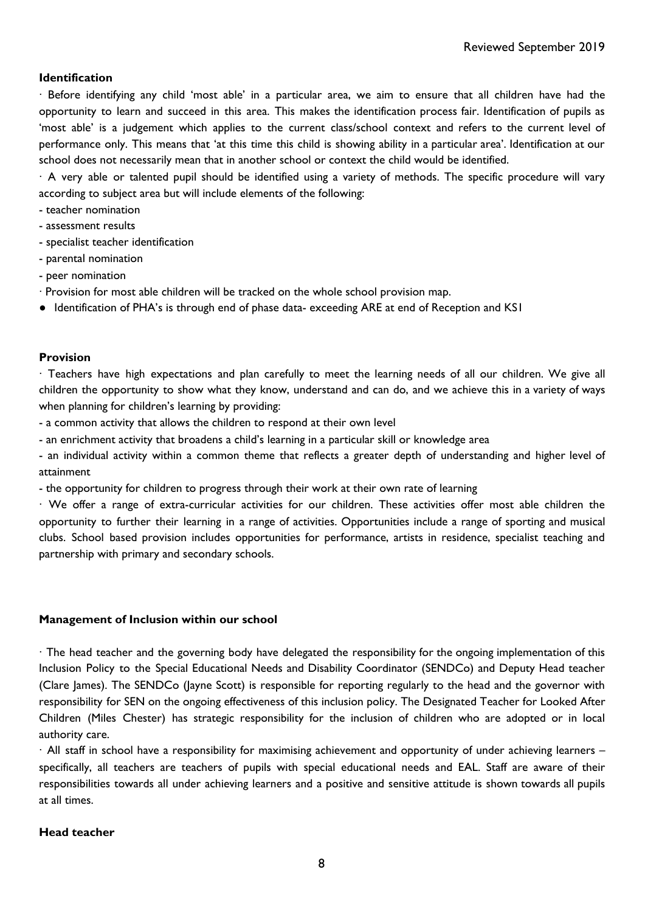**Identification**

· Before identifying any child 'most able' in a particular area, we aim to ensure that all children have had the opportunity to learn and succeed in this area. This makes the identification process fair. Identification of pupils as 'most able' is a judgement which applies to the current class/school context and refers to the current level of performance only. This means that 'at this time this child is showing ability in a particular area'. Identification at our school does not necessarily mean that in another school or context the child would be identified.

· A very able or talented pupil should be identified using a variety of methods. The specific procedure will vary according to subject area but will include elements of the following:

- teacher nomination
- assessment results
- specialist teacher identification
- parental nomination
- peer nomination

· Provision for most able children will be tracked on the whole school provision map.

- Identification of PHA's is through end of phase data- exceeding ARE at end of Reception and KS1

**Provision**

· Teachers have high expectations and plan carefully to meet the learning needs of all our children. We give all children the opportunity to show what they know, understand and can do, and we achieve this in a variety of ways when planning for children's learning by providing:

- a common activity that allows the children to respond at their own level
- an enrichment activity that broadens a child's learning in a particular skill or knowledge area
- an individual activity within a common theme that reflects a greater depth of understanding and higher level of attainment
- the opportunity for children to progress through their work at their own rate of learning

· We offer a range of extra-curricular activities for our children. These activities offer most able children the opportunity to further their learning in a range of activities. Opportunities include a range of sporting and musical clubs. School based provision includes opportunities for performance, artists in residence, specialist teaching and partnership with primary and secondary schools.

**Management of Inclusion within our school**

· The head teacher and the governing body have delegated the responsibility for the ongoing implementation of this Inclusion Policy to the Special Educational Needs and Disability Coordinator (SENDCo) and Deputy Head teacher (Clare James). The SENDCo (Jayne Scott) is responsible for reporting regularly to the head and the governor with responsibility for SEN on the ongoing effectiveness of this inclusion policy. The Designated Teacher for Looked After Children (Miles Chester) has strategic responsibility for the inclusion of children who are adopted or in local authority care.

· All staff in school have a responsibility for maximising achievement and opportunity of under achieving learners – specifically, all teachers are teachers of pupils with special educational needs and EAL. Staff are aware of their responsibilities towards all under achieving learners and a positive and sensitive attitude is shown towards all pupils at all times.

**Head teacher**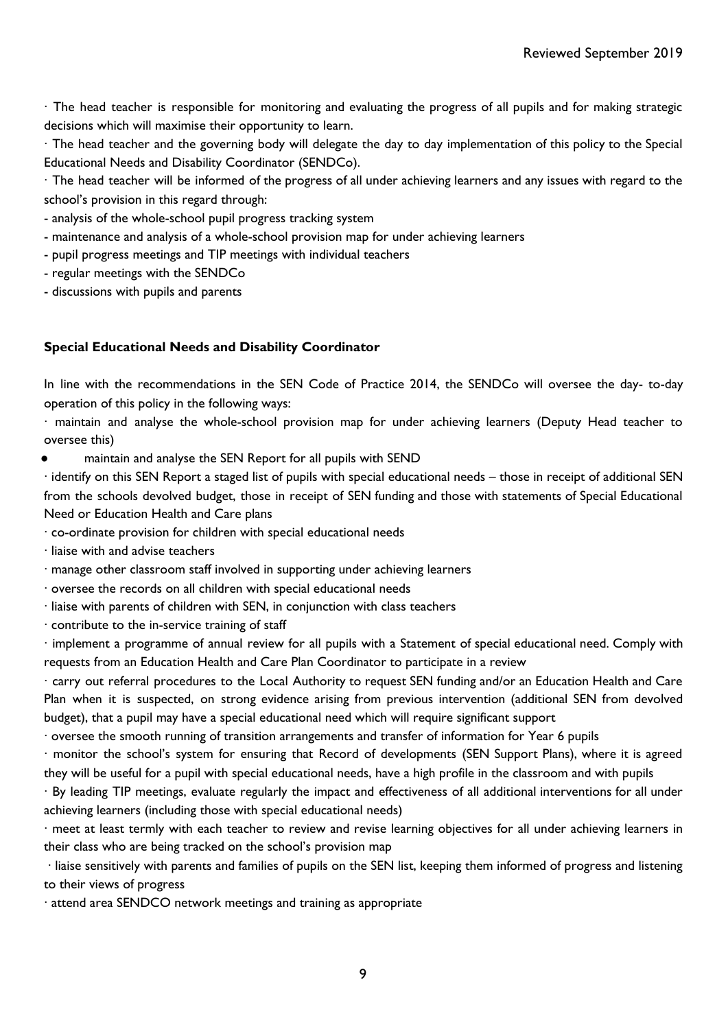· The head teacher is responsible for monitoring and evaluating the progress of all pupils and for making strategic decisions which will maximise their opportunity to learn.

· The head teacher and the governing body will delegate the day to day implementation of this policy to the Special Educational Needs and Disability Coordinator (SENDCo).

· The head teacher will be informed of the progress of all under achieving learners and any issues with regard to the school's provision in this regard through:

- analysis of the whole-school pupil progress tracking system
- maintenance and analysis of a whole-school provision map for under achieving learners
- pupil progress meetings and TIP meetings with individual teachers
- regular meetings with the SENDCo
- discussions with pupils and parents

**Special Educational Needs and Disability Coordinator**

In line with the recommendations in the SEN Code of Practice 2014, the SENDCo will oversee the day- to-day operation of this policy in the following ways:

· maintain and analyse the whole-school provision map for under achieving learners (Deputy Head teacher to oversee this)

- maintain and analyse the SEN Report for all pupils with SEND

· identify on this SEN Report a staged list of pupils with special educational needs – those in receipt of additional SEN from the schools devolved budget, those in receipt of SEN funding and those with statements of Special Educational Need or Education Health and Care plans

· co-ordinate provision for children with special educational needs

· liaise with and advise teachers

· manage other classroom staff involved in supporting under achieving learners

· oversee the records on all children with special educational needs

· liaise with parents of children with SEN, in conjunction with class teachers

· contribute to the in-service training of staff

· implement a programme of annual review for all pupils with a Statement of special educational need. Comply with requests from an Education Health and Care Plan Coordinator to participate in a review

· carry out referral procedures to the Local Authority to request SEN funding and/or an Education Health and Care Plan when it is suspected, on strong evidence arising from previous intervention (additional SEN from devolved budget), that a pupil may have a special educational need which will require significant support

· oversee the smooth running of transition arrangements and transfer of information for Year 6 pupils

· monitor the school's system for ensuring that Record of developments (SEN Support Plans), where it is agreed they will be useful for a pupil with special educational needs, have a high profile in the classroom and with pupils

· By leading TIP meetings, evaluate regularly the impact and effectiveness of all additional interventions for all under achieving learners (including those with special educational needs)

· meet at least termly with each teacher to review and revise learning objectives for all under achieving learners in their class who are being tracked on the school's provision map

· liaise sensitively with parents and families of pupils on the SEN list, keeping them informed of progress and listening to their views of progress

· attend area SENDCO network meetings and training as appropriate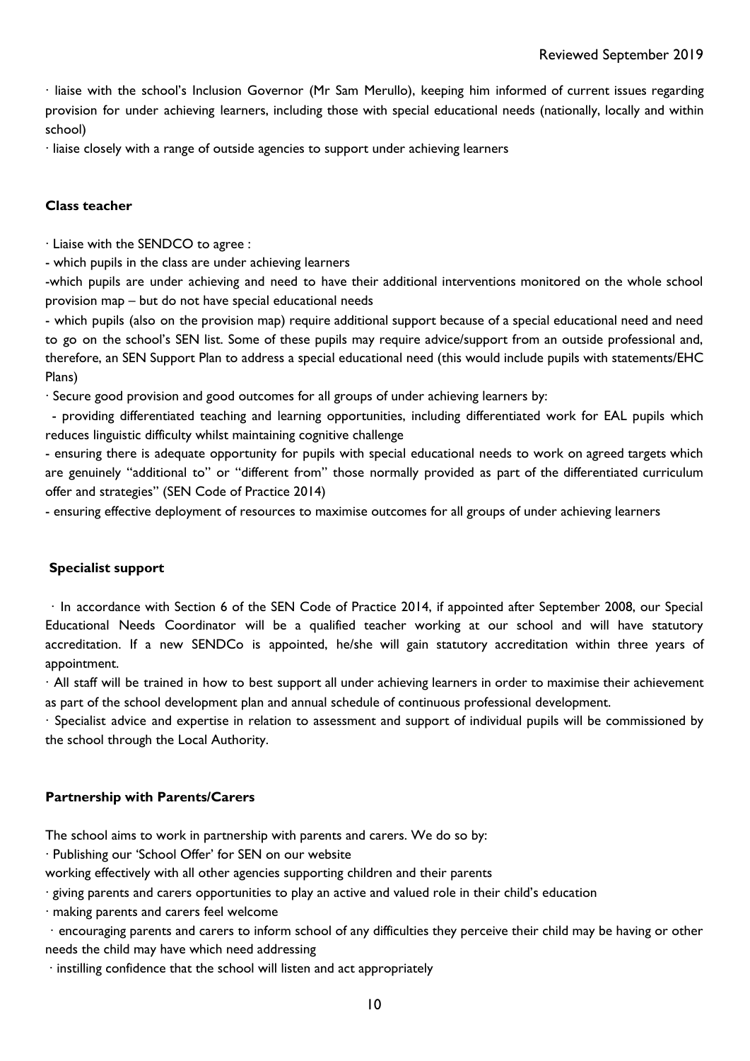· liaise with the school's Inclusion Governor (Mr Sam Merullo), keeping him informed of current issues regarding provision for under achieving learners, including those with special educational needs (nationally, locally and within school)

· liaise closely with a range of outside agencies to support under achieving learners

**Class teacher**

· Liaise with the SENDCO to agree :

- which pupils in the class are under achieving learners

-which pupils are under achieving and need to have their additional interventions monitored on the whole school provision map – but do not have special educational needs

- which pupils (also on the provision map) require additional support because of a special educational need and need to go on the school's SEN list. Some of these pupils may require advice/support from an outside professional and, therefore, an SEN Support Plan to address a special educational need (this would include pupils with statements/EHC Plans)

· Secure good provision and good outcomes for all groups of under achieving learners by:

- providing differentiated teaching and learning opportunities, including differentiated work for EAL pupils which reduces linguistic difficulty whilst maintaining cognitive challenge

- ensuring there is adequate opportunity for pupils with special educational needs to work on agreed targets which are genuinely "additional to" or "different from" those normally provided as part of the differentiated curriculum offer and strategies" (SEN Code of Practice 2014)

- ensuring effective deployment of resources to maximise outcomes for all groups of under achieving learners

**Specialist support**

· In accordance with Section 6 of the SEN Code of Practice 2014, if appointed after September 2008, our Special Educational Needs Coordinator will be a qualified teacher working at our school and will have statutory accreditation. If a new SENDCo is appointed, he/she will gain statutory accreditation within three years of appointment.

· All staff will be trained in how to best support all under achieving learners in order to maximise their achievement as part of the school development plan and annual schedule of continuous professional development.

· Specialist advice and expertise in relation to assessment and support of individual pupils will be commissioned by the school through the Local Authority.

**Partnership with Parents/Carers**

The school aims to work in partnership with parents and carers. We do so by:

· Publishing our 'School Offer' for SEN on our website

working effectively with all other agencies supporting children and their parents

· giving parents and carers opportunities to play an active and valued role in their child's education

· making parents and carers feel welcome

· encouraging parents and carers to inform school of any difficulties they perceive their child may be having or other needs the child may have which need addressing

· instilling confidence that the school will listen and act appropriately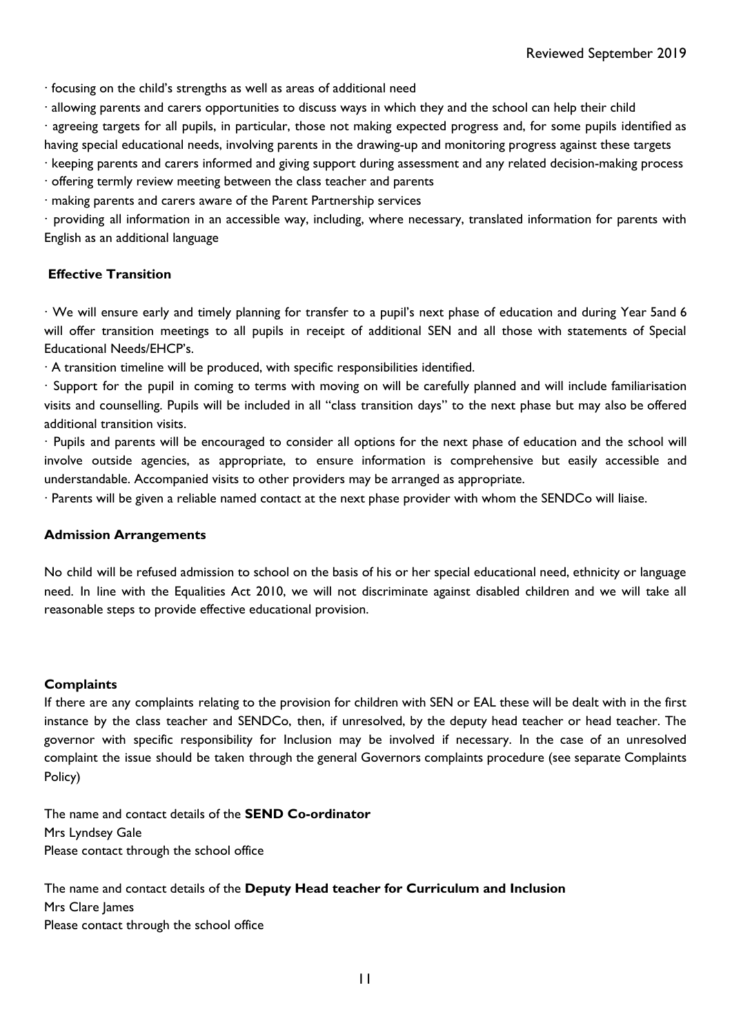· focusing on the child's strengths as well as areas of additional need

· allowing parents and carers opportunities to discuss ways in which they and the school can help their child

· agreeing targets for all pupils, in particular, those not making expected progress and, for some pupils identified as having special educational needs, involving parents in the drawing-up and monitoring progress against these targets

· keeping parents and carers informed and giving support during assessment and any related decision-making process

· offering termly review meeting between the class teacher and parents

· making parents and carers aware of the Parent Partnership services

· providing all information in an accessible way, including, where necessary, translated information for parents with English as an additional language

### Effective Transition

· We will ensure early and timely planning for transfer to a pupil's next phase of education and during Year 5and 6 will offer transition meetings to all pupils in receipt of additional SEN and all those with statements of Special Educational Needs/EHCP's.

· A transition timeline will be produced, with specific responsibilities identified.

· Support for the pupil in coming to terms with moving on will be carefully planned and will include familiarisation visits and counselling. Pupils will be included in all "class transition days" to the next phase but may also be offered additional transition visits.

· Pupils and parents will be encouraged to consider all options for the next phase of education and the school will involve outside agencies, as appropriate, to ensure information is comprehensive but easily accessible and understandable. Accompanied visits to other providers may be arranged as appropriate.

· Parents will be given a reliable named contact at the next phase provider with whom the SENDCo will liaise.

### Admission Arrangements

No child will be refused admission to school on the basis of his or her special educational need, ethnicity or language need. In line with the Equalities Act 2010, we will not discriminate against disabled children and we will take all reasonable steps to provide effective educational provision.

### Complaints

If there are any complaints relating to the provision for children with SEN or EAL these will be dealt with in the first instance by the class teacher and SENDCo, then, if unresolved, by the deputy head teacher or head teacher. The governor with specific responsibility for Inclusion may be involved if necessary. In the case of an unresolved complaint the issue should be taken through the general Governors complaints procedure (see separate Complaints Policy)

The name and contact details of the **SEND Co-ordinator**
Mrs Lyndsey Gale
Please contact through the school office

The name and contact details of the **Deputy Head teacher for Curriculum and Inclusion**
Mrs Clare James
Please contact through the school office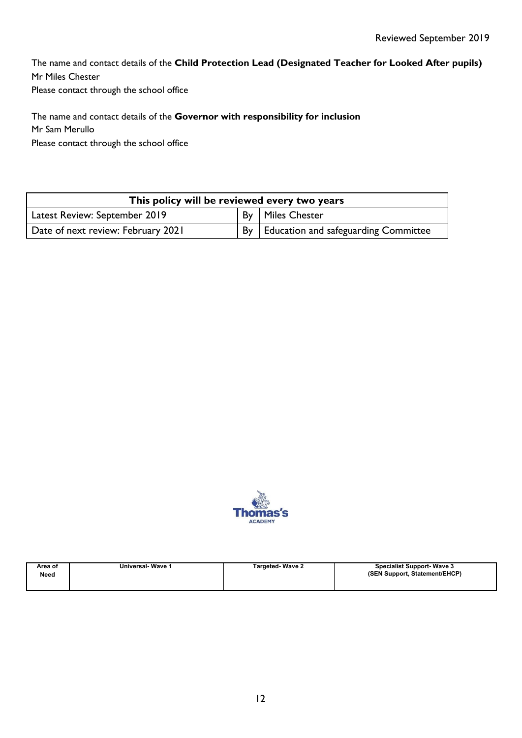Reviewed September 2019

The name and contact details of the **Child Protection Lead (Designated Teacher for Looked After pupils)**
Mr Miles Chester
Please contact through the school office

The name and contact details of the **Governor with responsibility for inclusion**
Mr Sam Merullo
Please contact through the school office

| **This policy will be reviewed every two years** | | |
|---|---|---|
| Latest Review: September 2019 | By | Miles Chester |
| Date of next review: February 2021 | By | Education and safeguarding Committee |

Thomas's ACADEMY

| Area of Need | Universal- Wave 1 | Targeted- Wave 2 | Specialist Support- Wave 3 (SEN Support, Statement/EHCP) |
|---|---|---|---|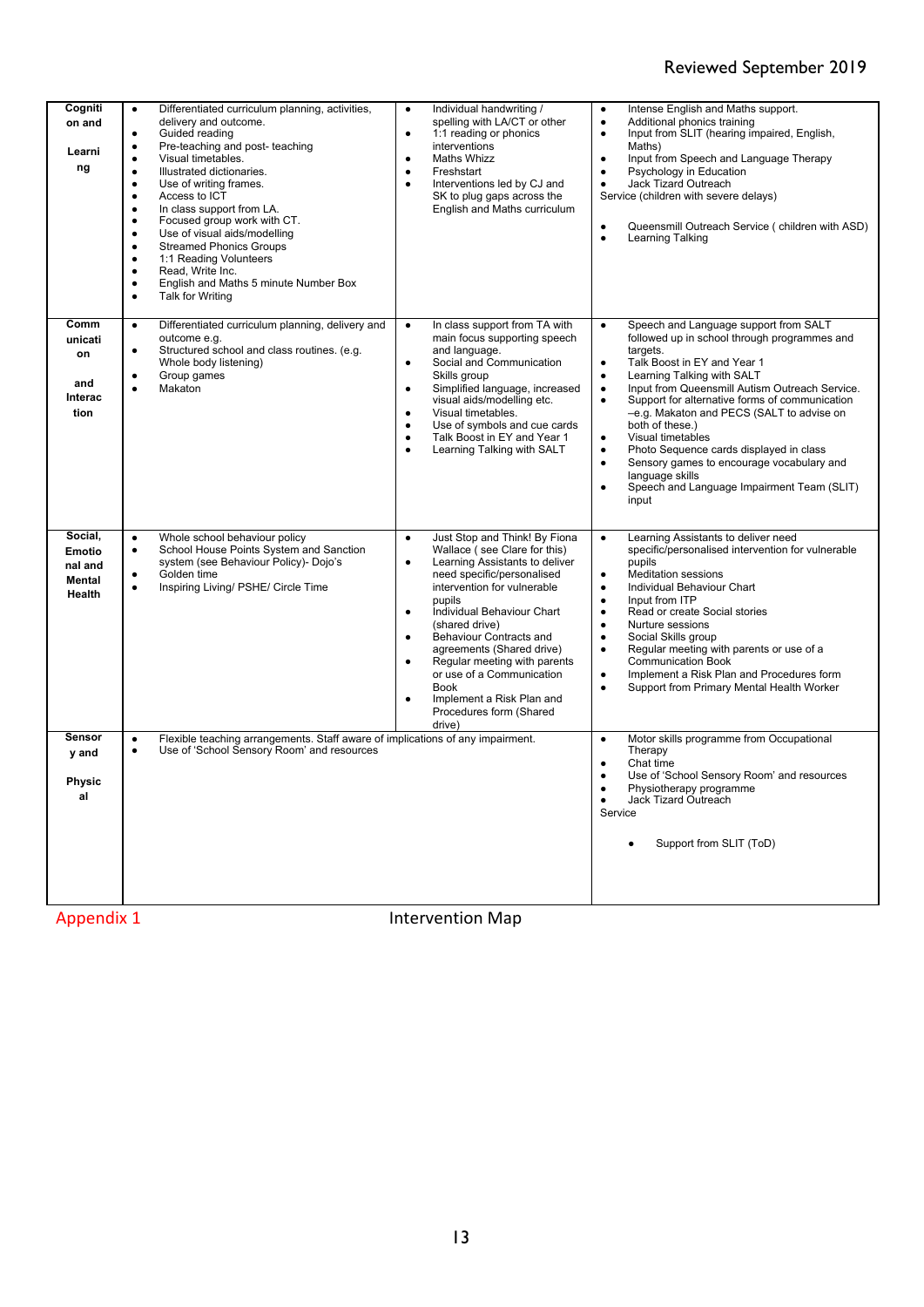| | | | |
|---|---|---|---|
| **Cognition and Learning** | • Differentiated curriculum planning, activities, delivery and outcome.<br>• Guided reading<br>• Pre-teaching and post- teaching<br>• Visual timetables.<br>• Illustrated dictionaries.<br>• Use of writing frames.<br>• Access to ICT<br>• In class support from LA.<br>• Focused group work with CT.<br>• Use of visual aids/modelling<br>• Streamed Phonics Groups<br>• 1:1 Reading Volunteers<br>• Read, Write Inc.<br>• English and Maths 5 minute Number Box<br>• Talk for Writing | • Individual handwriting / spelling with LA/CT or other<br>• 1:1 reading or phonics interventions<br>• Maths Whizz<br>• Freshstart<br>• Interventions led by CJ and SK to plug gaps across the English and Maths curriculum | • Intense English and Maths support.<br>• Additional phonics training<br>• Input from SLIT (hearing impaired, English, Maths)<br>• Input from Speech and Language Therapy<br>• Psychology in Education<br>• Jack Tizard Outreach Service (children with severe delays)<br>• Queensmill Outreach Service ( children with ASD)<br>• Learning Talking |
| **Communication and Interaction** | • Differentiated curriculum planning, delivery and outcome e.g.<br>• Structured school and class routines. (e.g. Whole body listening)<br>• Group games<br>• Makaton | • In class support from TA with main focus supporting speech and language.<br>• Social and Communication Skills group<br>• Simplified language, increased visual aids/modelling etc.<br>• Visual timetables.<br>• Use of symbols and cue cards<br>• Talk Boost in EY and Year 1<br>• Learning Talking with SALT | • Speech and Language support from SALT followed up in school through programmes and targets.<br>• Talk Boost in EY and Year 1<br>• Learning Talking with SALT<br>• Input from Queensmill Autism Outreach Service.<br>• Support for alternative forms of communication –e.g. Makaton and PECS (SALT to advise on both of these.)<br>• Visual timetables<br>• Photo Sequence cards displayed in class<br>• Sensory games to encourage vocabulary and language skills<br>• Speech and Language Impairment Team (SLIT) input |
| **Social, Emotional and Mental Health** | • Whole school behaviour policy<br>• School House Points System and Sanction system (see Behaviour Policy)- Dojo's<br>• Golden time<br>• Inspiring Living/ PSHE/ Circle Time | • Just Stop and Think! By Fiona Wallace ( see Clare for this)<br>• Learning Assistants to deliver need specific/personalised intervention for vulnerable pupils<br>• Individual Behaviour Chart (shared drive)<br>• Behaviour Contracts and agreements (Shared drive)<br>• Regular meeting with parents or use of a Communication Book<br>• Implement a Risk Plan and Procedures form (Shared drive) | • Learning Assistants to deliver need specific/personalised intervention for vulnerable pupils<br>• Meditation sessions<br>• Individual Behaviour Chart<br>• Input from ITP<br>• Read or create Social stories<br>• Nurture sessions<br>• Social Skills group<br>• Regular meeting with parents or use of a Communication Book<br>• Implement a Risk Plan and Procedures form<br>• Support from Primary Mental Health Worker |
| **Sensory and Physical** | • Flexible teaching arrangements. Staff aware of implications of any impairment.<br>• Use of 'School Sensory Room' and resources | | • Motor skills programme from Occupational Therapy<br>• Chat time<br>• Use of 'School Sensory Room' and resources<br>• Physiotherapy programme<br>• Jack Tizard Outreach Service<br>• Support from SLIT (ToD) |

Appendix 1 Intervention Map